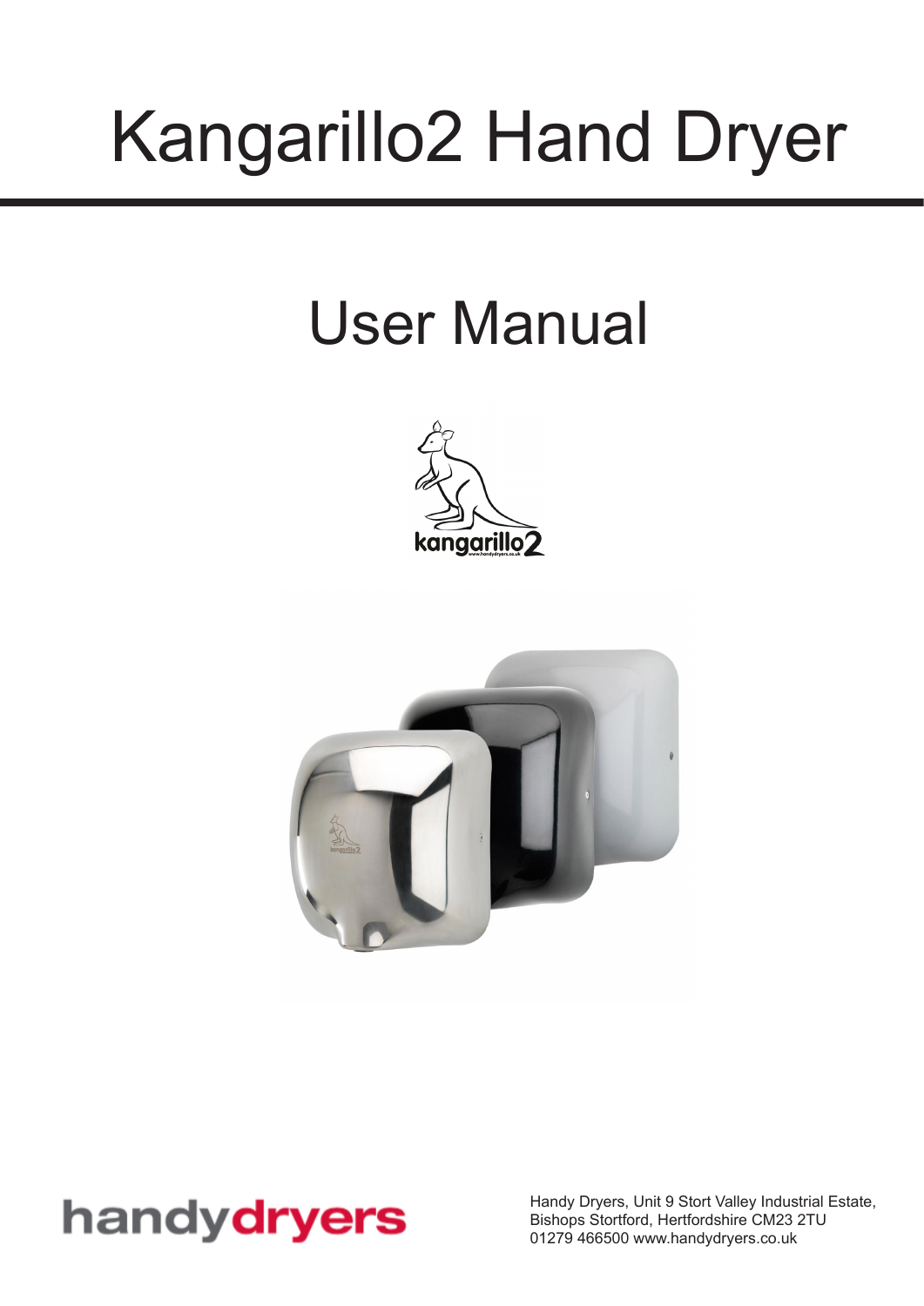# Kangarillo2 Hand Dryer

## User Manual

kangarillo2

handydryers

Handy Dryers, Unit 9 Stort Valley Industrial Estate,
Bishops Stortford, Hertfordshire CM23 2TU
01279 466500 www.handydryers.co.uk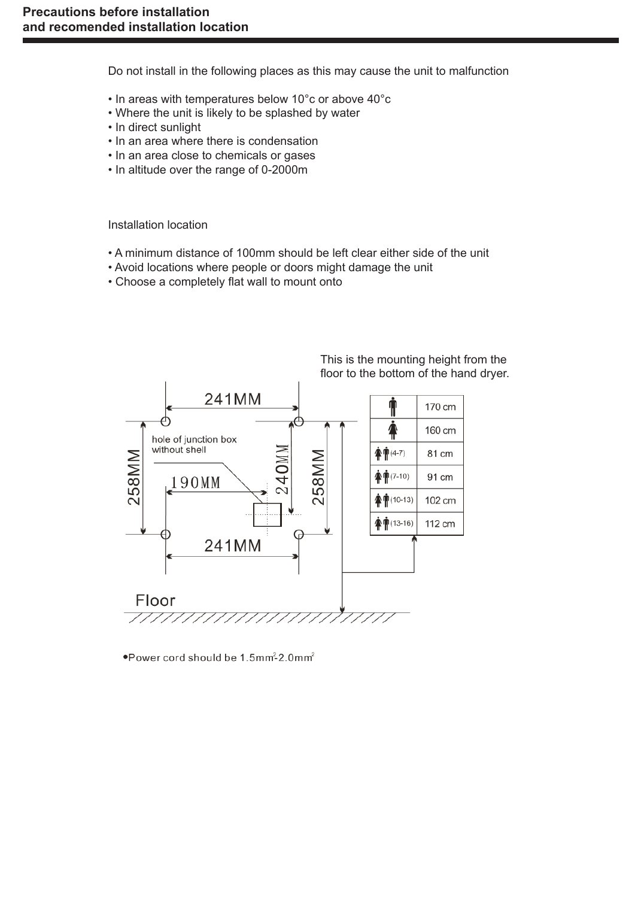## Precautions before installation and recomended installation location

Do not install in the following places as this may cause the unit to malfunction

- In areas with temperatures below 10°c or above 40°c
- Where the unit is likely to be splashed by water
- In direct sunlight
- In an area where there is condensation
- In an area close to chemicals or gases
- In altitude over the range of 0-2000m

Installation location

- A minimum distance of 100mm should be left clear either side of the unit
- Avoid locations where people or doors might damage the unit
- Choose a completely flat wall to mount onto

This is the mounting height from the floor to the bottom of the hand dryer.

241MM

hole of junction box without shell

258MM

190MM

240MM

258MM

241MM

Floor

| | |
|---|---|
| Man | 170 cm |
| Woman | 160 cm |
| (4-7) | 81 cm |
| (7-10) | 91 cm |
| (10-13) | 102 cm |
| (13-16) | 112 cm |

- Power cord should be $1.5mm^2$-$2.0mm^2$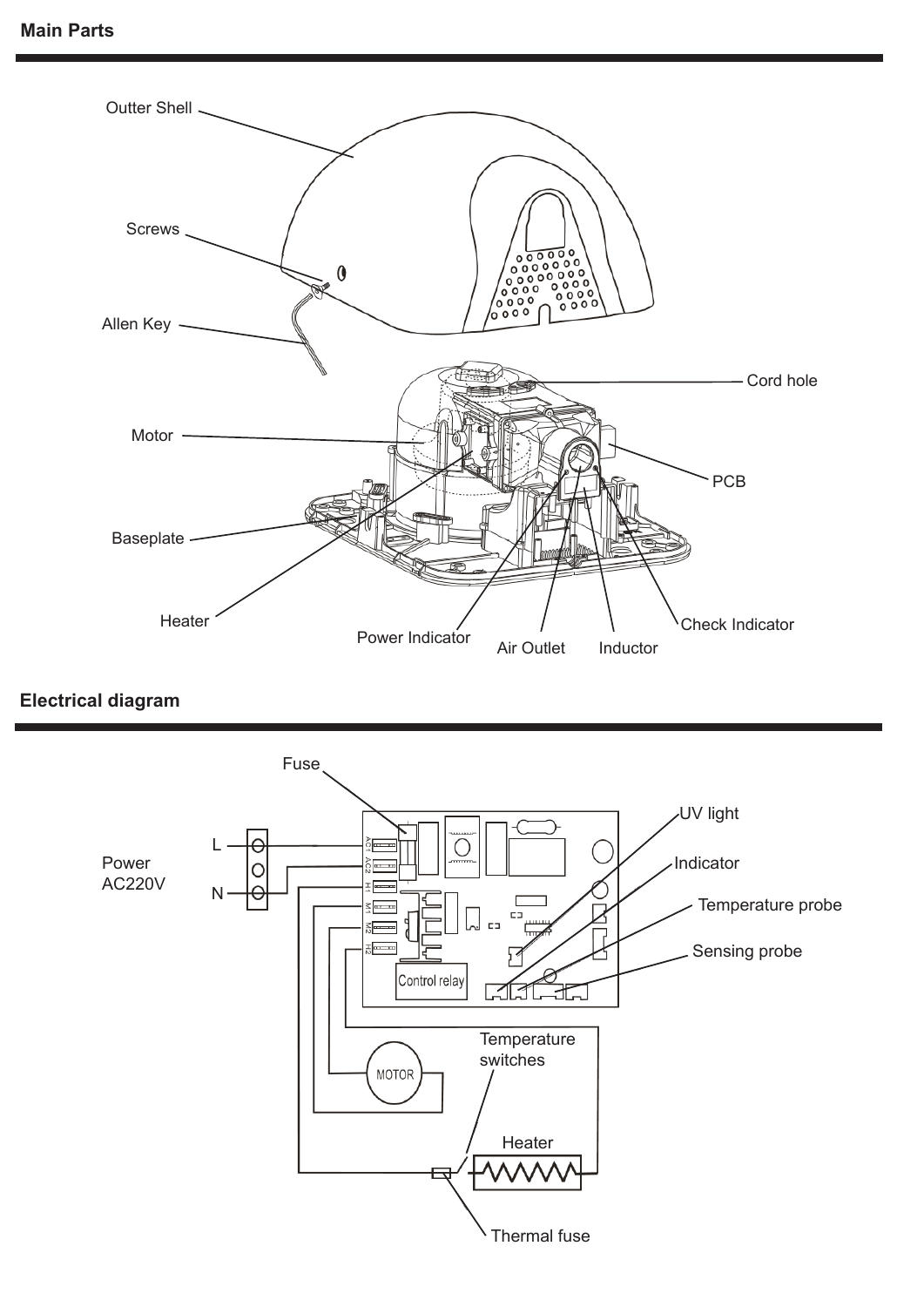## Main Parts

Outter Shell

Screws

Allen Key

Cord hole

Motor

PCB

Baseplate

Heater

Power Indicator

Air Outlet

Inductor

Check Indicator

## Electrical diagram

Fuse

UV light

Indicator

Temperature probe

Sensing probe

Power AC220V

L

N

AC1

AC2

H1

M1

M2

H2

Control relay

MOTOR

Temperature switches

Heater

Thermal fuse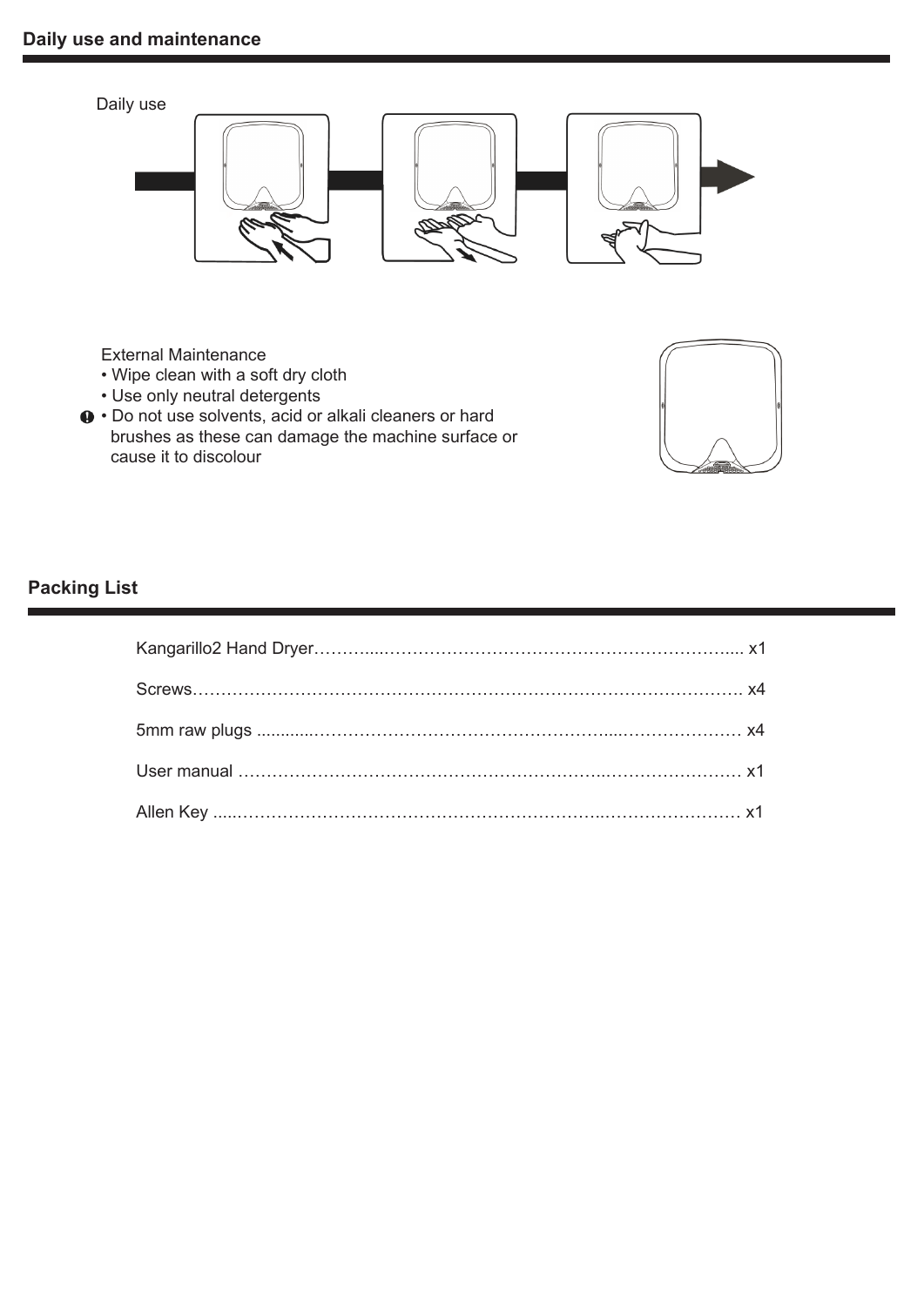## Daily use and maintenance

Daily use

External Maintenance

- Wipe clean with a soft dry cloth
- Use only neutral detergents
- Do not use solvents, acid or alkali cleaners or hard brushes as these can damage the machine surface or cause it to discolour

## Packing List

Kangarillo2 Hand Dryer………………………………………………………………... x1

Screws……………………………………………………………………………………. x4

5mm raw plugs ............………………………………………………...………………… x4

User manual ……………………………………………………………………………… x1

Allen Key .....………………………………………………………...…………………… x1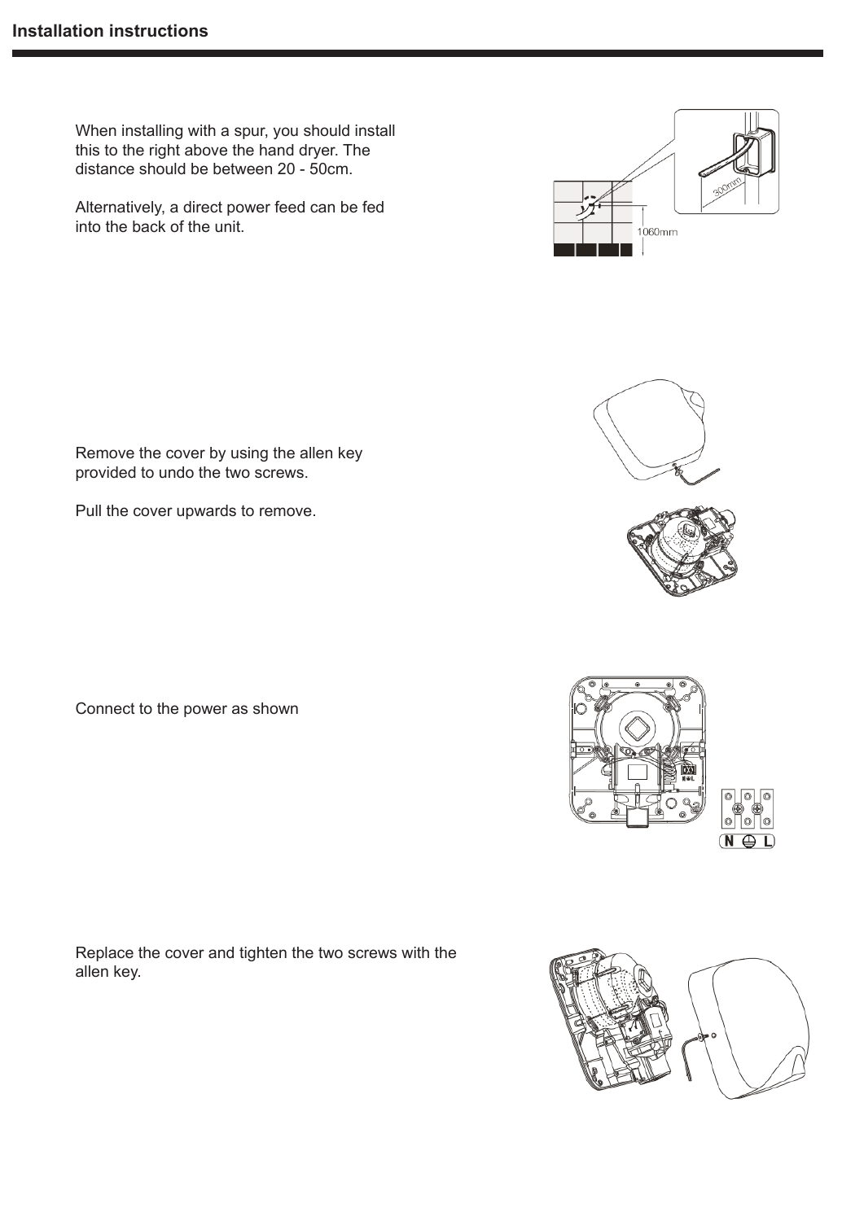## Installation instructions

When installing with a spur, you should install this to the right above the hand dryer. The distance should be between 20 - 50cm.

Alternatively, a direct power feed can be fed into the back of the unit.

Remove the cover by using the allen key provided to undo the two screws.

Pull the cover upwards to remove.

Connect to the power as shown

Replace the cover and tighten the two screws with the allen key.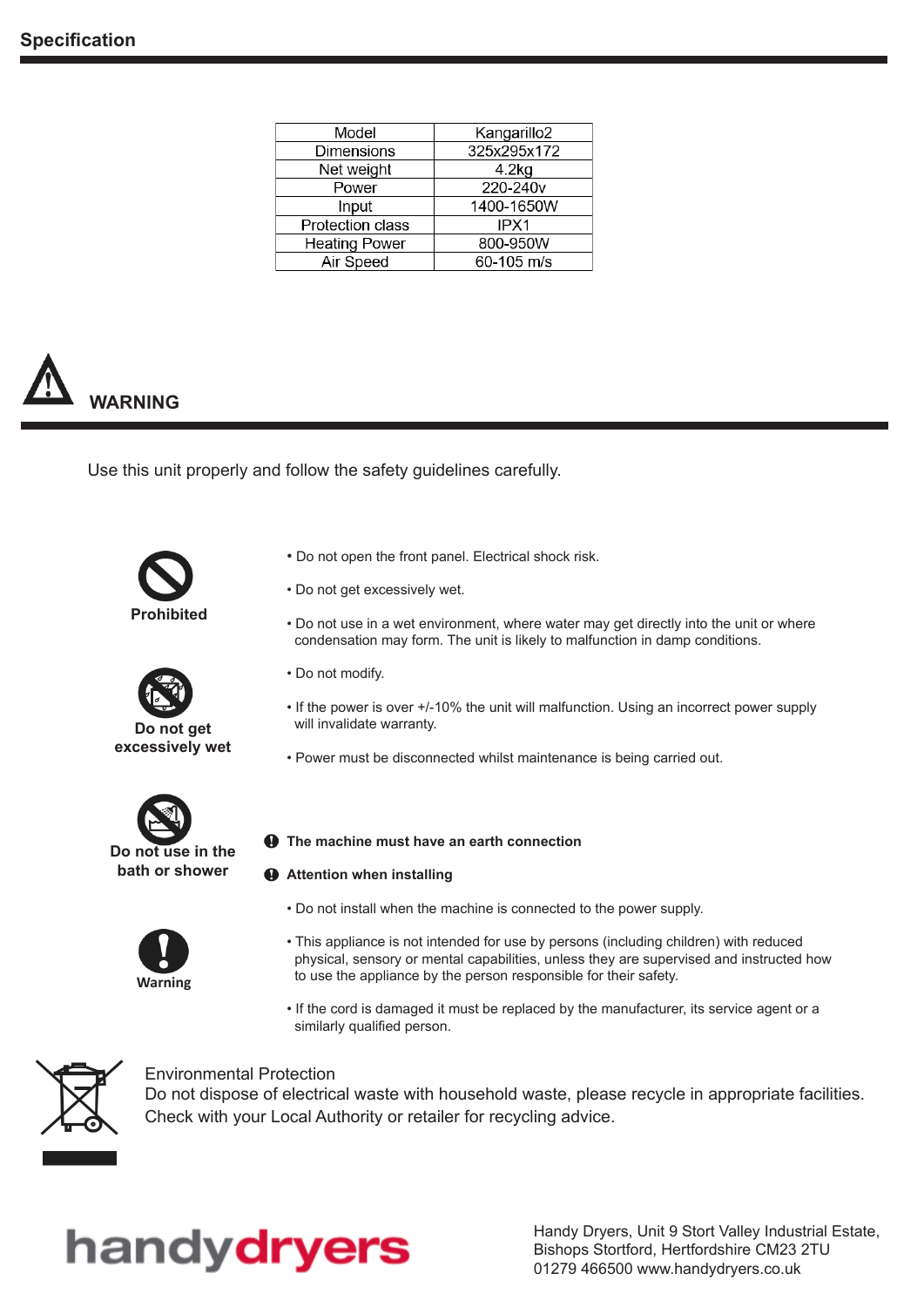## Specification

| | |
|---|---|
| Model | Kangarillo2 |
| Dimensions | 325x295x172 |
| Net weight | 4.2kg |
| Power | 220-240v |
| Input | 1400-1650W |
| Protection class | IPX1 |
| Heating Power | 800-950W |
| Air Speed | 60-105 m/s |

## WARNING

Use this unit properly and follow the safety guidelines carefully.

**Prohibited**

**Do not get excessively wet**

**Do not use in the bath or shower**

**Warning**

- Do not open the front panel. Electrical shock risk.
- Do not get excessively wet.
- Do not use in a wet environment, where water may get directly into the unit or where condensation may form. The unit is likely to malfunction in damp conditions.
- Do not modify.
- If the power is over +/-10% the unit will malfunction. Using an incorrect power supply will invalidate warranty.
- Power must be disconnected whilst maintenance is being carried out.

**The machine must have an earth connection**

**Attention when installing**

- Do not install when the machine is connected to the power supply.
- This appliance is not intended for use by persons (including children) with reduced physical, sensory or mental capabilities, unless they are supervised and instructed how to use the appliance by the person responsible for their safety.
- If the cord is damaged it must be replaced by the manufacturer, its service agent or a similarly qualified person.

Environmental Protection
Do not dispose of electrical waste with household waste, please recycle in appropriate facilities.
Check with your Local Authority or retailer for recycling advice.

handydryers

Handy Dryers, Unit 9 Stort Valley Industrial Estate,
Bishops Stortford, Hertfordshire CM23 2TU
01279 466500 www.handydryers.co.uk